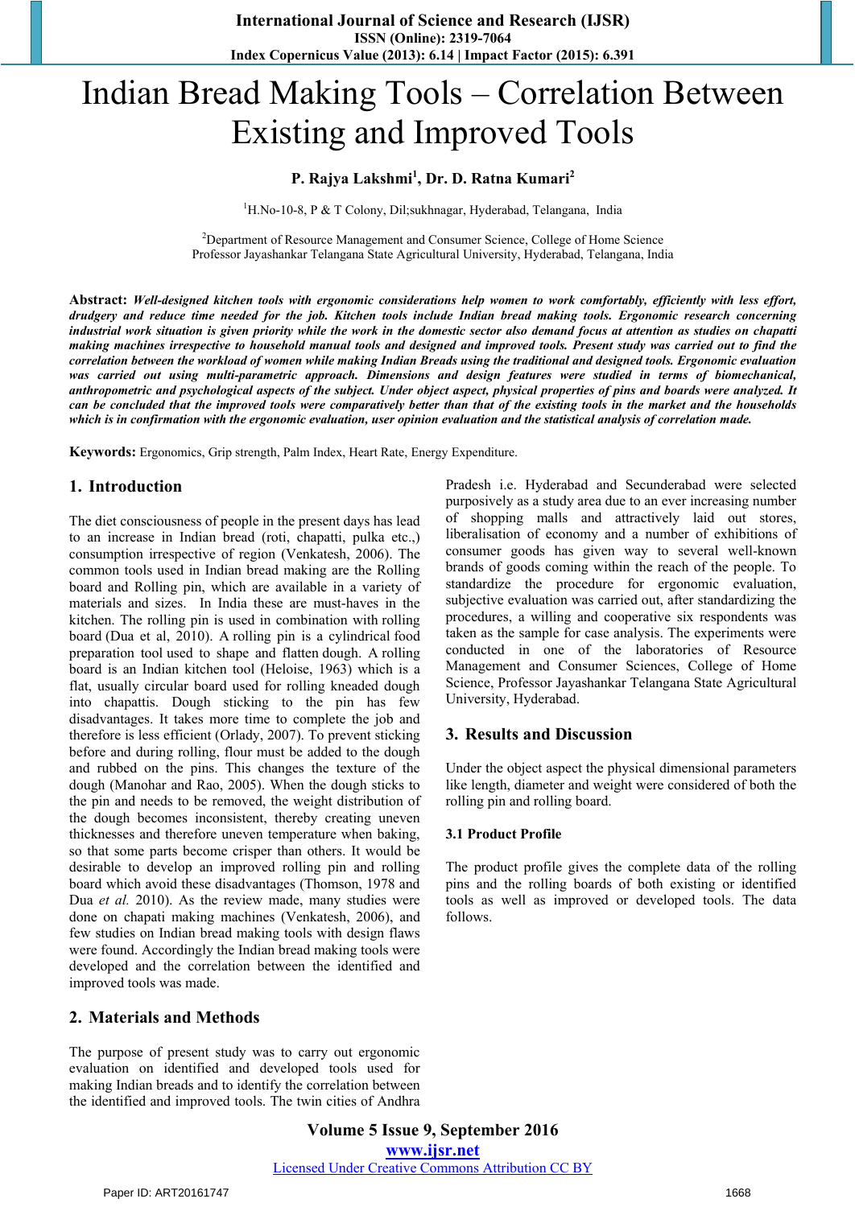# Indian Bread Making Tools – Correlation Between Existing and Improved Tools

**P. Rajya Lakshmi[1], Dr. D. Ratna Kumari[2]**

[1]H.No-10-8, P & T Colony, Dil;sukhnagar, Hyderabad, Telangana, India

[2]Department of Resource Management and Consumer Science, College of Home Science
Professor Jayashankar Telangana State Agricultural University, Hyderabad, Telangana, India

**Abstract:** ***Well-designed kitchen tools with ergonomic considerations help women to work comfortably, efficiently with less effort, drudgery and reduce time needed for the job. Kitchen tools include Indian bread making tools. Ergonomic research concerning industrial work situation is given priority while the work in the domestic sector also demand focus at attention as studies on chapatti making machines irrespective to household manual tools and designed and improved tools. Present study was carried out to find the correlation between the workload of women while making Indian Breads using the traditional and designed tools. Ergonomic evaluation was carried out using multi-parametric approach. Dimensions and design features were studied in terms of biomechanical, anthropometric and psychological aspects of the subject. Under object aspect, physical properties of pins and boards were analyzed. It can be concluded that the improved tools were comparatively better than that of the existing tools in the market and the households which is in confirmation with the ergonomic evaluation, user opinion evaluation and the statistical analysis of correlation made.***

**Keywords:** Ergonomics, Grip strength, Palm Index, Heart Rate, Energy Expenditure.

## 1. Introduction

The diet consciousness of people in the present days has lead to an increase in Indian bread (roti, chapatti, pulka etc.,) consumption irrespective of region (Venkatesh, 2006). The common tools used in Indian bread making are the Rolling board and Rolling pin, which are available in a variety of materials and sizes. In India these are must-haves in the kitchen. The rolling pin is used in combination with rolling board (Dua et al, 2010). A rolling pin is a cylindrical food preparation tool used to shape and flatten dough. A rolling board is an Indian kitchen tool (Heloise, 1963) which is a flat, usually circular board used for rolling kneaded dough into chapattis. Dough sticking to the pin has few disadvantages. It takes more time to complete the job and therefore is less efficient (Orlady, 2007). To prevent sticking before and during rolling, flour must be added to the dough and rubbed on the pins. This changes the texture of the dough (Manohar and Rao, 2005). When the dough sticks to the pin and needs to be removed, the weight distribution of the dough becomes inconsistent, thereby creating uneven thicknesses and therefore uneven temperature when baking, so that some parts become crisper than others. It would be desirable to develop an improved rolling pin and rolling board which avoid these disadvantages (Thomson, 1978 and Dua *et al.* 2010). As the review made, many studies were done on chapati making machines (Venkatesh, 2006), and few studies on Indian bread making tools with design flaws were found. Accordingly the Indian bread making tools were developed and the correlation between the identified and improved tools was made.

## 2. Materials and Methods

The purpose of present study was to carry out ergonomic evaluation on identified and developed tools used for making Indian breads and to identify the correlation between the identified and improved tools. The twin cities of Andhra Pradesh i.e. Hyderabad and Secunderabad were selected purposively as a study area due to an ever increasing number of shopping malls and attractively laid out stores, liberalisation of economy and a number of exhibitions of consumer goods has given way to several well-known brands of goods coming within the reach of the people. To standardize the procedure for ergonomic evaluation, subjective evaluation was carried out, after standardizing the procedures, a willing and cooperative six respondents was taken as the sample for case analysis. The experiments were conducted in one of the laboratories of Resource Management and Consumer Sciences, College of Home Science, Professor Jayashankar Telangana State Agricultural University, Hyderabad.

## 3. Results and Discussion

Under the object aspect the physical dimensional parameters like length, diameter and weight were considered of both the rolling pin and rolling board.

### 3.1 Product Profile

The product profile gives the complete data of the rolling pins and the rolling boards of both existing or identified tools as well as improved or developed tools. The data follows.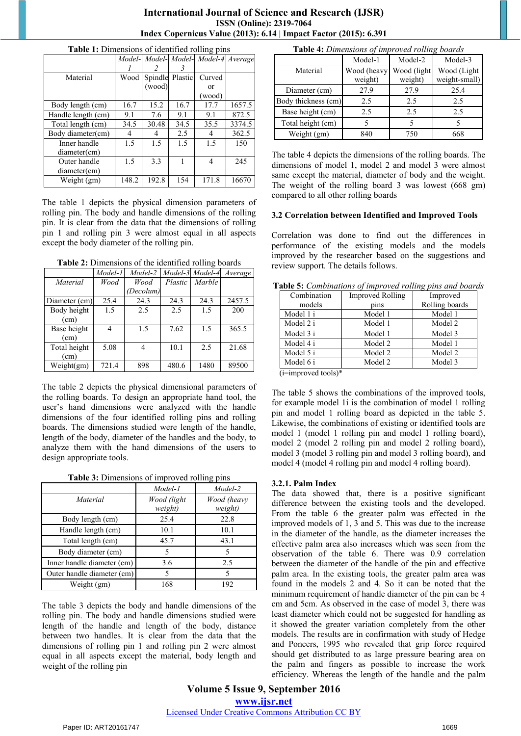**Table 1:** Dimensions of identified rolling pins

| | *Model-1* | *Model-2* | *Model-3* | *Model-4* | *Average* |
|---|---|---|---|---|---|
| Material | Wood | Spindle (wood) | Plastic | Curved or (wood) | |
| Body length (cm) | 16.7 | 15.2 | 16.7 | 17.7 | 1657.5 |
| Handle length (cm) | 9.1 | 7.6 | 9.1 | 9.1 | 872.5 |
| Total length (cm) | 34.5 | 30.48 | 34.5 | 35.5 | 3374.5 |
| Body diameter(cm) | 4 | 4 | 2.5 | 4 | 362.5 |
| Inner handle diameter(cm) | 1.5 | 1.5 | 1.5 | 1.5 | 150 |
| Outer handle diameter(cm) | 1.5 | 3.3 | 1 | 4 | 245 |
| Weight (gm) | 148.2 | 192.8 | 154 | 171.8 | 16670 |

The table 1 depicts the physical dimension parameters of rolling pin. The body and handle dimensions of the rolling pin. It is clear from the data that the dimensions of rolling pin 1 and rolling pin 3 were almost equal in all aspects except the body diameter of the rolling pin.

**Table 2:** Dimensions of the identified rolling boards

| | *Model-1* | *Model-2* | *Model-3* | *Model-4* | *Average* |
|---|---|---|---|---|---|
| *Material* | *Wood* | *Wood (Decolum)* | *Plastic* | *Marble* | |
| Diameter (cm) | 25.4 | 24.3 | 24.3 | 24.3 | 2457.5 |
| Body height (cm) | 1.5 | 2.5 | 2.5 | 1.5 | 200 |
| Base height (cm) | 4 | 1.5 | 7.62 | 1.5 | 365.5 |
| Total height (cm) | 5.08 | 4 | 10.1 | 2.5 | 21.68 |
| Weight(gm) | 721.4 | 898 | 480.6 | 1480 | 89500 |

The table 2 depicts the physical dimensional parameters of the rolling boards. To design an appropriate hand tool, the user's hand dimensions were analyzed with the handle dimensions of the four identified rolling pins and rolling boards. The dimensions studied were length of the handle, length of the body, diameter of the handles and the body, to analyze them with the hand dimensions of the users to design appropriate tools.

**Table 3:** Dimensions of improved rolling pins

| | *Model-1* | *Model-2* |
|---|---|---|
| *Material* | *Wood (light weight)* | *Wood (heavy weight)* |
| Body length (cm) | 25.4 | 22.8 |
| Handle length (cm) | 10.1 | 10.1 |
| Total length (cm) | 45.7 | 43.1 |
| Body diameter (cm) | 5 | 5 |
| Inner handle diameter (cm) | 3.6 | 2.5 |
| Outer handle diameter (cm) | 5 | 5 |
| Weight (gm) | 168 | 192 |

The table 3 depicts the body and handle dimensions of the rolling pin. The body and handle dimensions studied were length of the handle and length of the body, distance between two handles. It is clear from the data that the dimensions of rolling pin 1 and rolling pin 2 were almost equal in all aspects except the material, body length and weight of the rolling pin

**Table 4:** *Dimensions of improved rolling boards*

| | Model-1 | Model-2 | Model-3 |
|---|---|---|---|
| Material | Wood (heavy weight) | Wood (light weight) | Wood (Light weight-small) |
| Diameter (cm) | 27.9 | 27.9 | 25.4 |
| Body thickness (cm) | 2.5 | 2.5 | 2.5 |
| Base height (cm) | 2.5 | 2.5 | 2.5 |
| Total height (cm) | 5 | 5 | 5 |
| Weight (gm) | 840 | 750 | 668 |

The table 4 depicts the dimensions of the rolling boards. The dimensions of model 1, model 2 and model 3 were almost same except the material, diameter of body and the weight. The weight of the rolling board 3 was lowest (668 gm) compared to all other rolling boards

### 3.2 Correlation between Identified and Improved Tools

Correlation was done to find out the differences in performance of the existing models and the models improved by the researcher based on the suggestions and review support. The details follows.

**Table 5:** *Combinations of improved rolling pins and boards*

| Combination models | Improved Rolling pins | Improved Rolling boards |
|---|---|---|
| Model 1 i | Model 1 | Model 1 |
| Model 2 i | Model 1 | Model 2 |
| Model 3 i | Model 1 | Model 3 |
| Model 4 i | Model 2 | Model 1 |
| Model 5 i | Model 2 | Model 2 |
| Model 6 i | Model 2 | Model 3 |

(i=improved tools)*

The table 5 shows the combinations of the improved tools, for example model 1i is the combination of model 1 rolling pin and model 1 rolling board as depicted in the table 5. Likewise, the combinations of existing or identified tools are model 1 (model 1 rolling pin and model 1 rolling board), model 2 (model 2 rolling pin and model 2 rolling board), model 3 (model 3 rolling pin and model 3 rolling board), and model 4 (model 4 rolling pin and model 4 rolling board).

#### 3.2.1. Palm Index

The data showed that, there is a positive significant difference between the existing tools and the developed. From the table 6 the greater palm was effected in the improved models of 1, 3 and 5. This was due to the increase in the diameter of the handle, as the diameter increases the effective palm area also increases which was seen from the observation of the table 6. There was 0.9 correlation between the diameter of the handle of the pin and effective palm area. In the existing tools, the greater palm area was found in the models 2 and 4. So it can be noted that the minimum requirement of handle diameter of the pin can be 4 cm and 5cm. As observed in the case of model 3, there was least diameter which could not be suggested for handling as it showed the greater variation completely from the other models. The results are in confirmation with study of Hegde and Poncers, 1995 who revealed that grip force required should get distributed to as large pressure bearing area on the palm and fingers as possible to increase the work efficiency. Whereas the length of the handle and the palm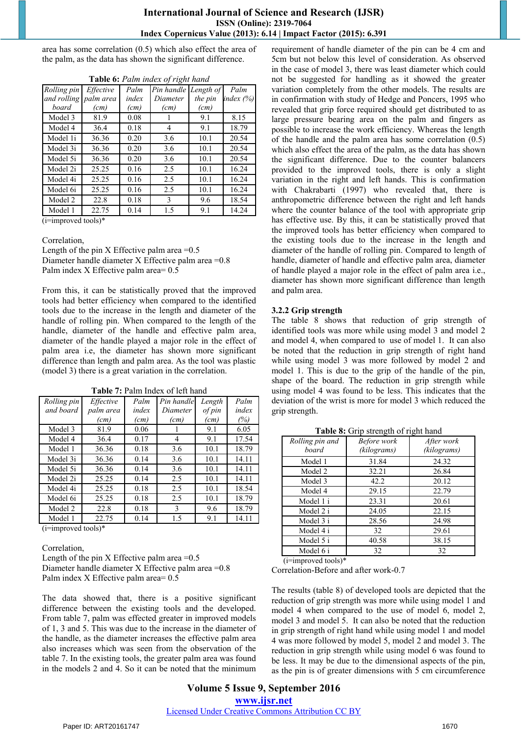area has some correlation (0.5) which also effect the area of the palm, as the data has shown the significant difference.

**Table 6:** *Palm index of right hand*

| *Rolling pin and rolling board* | *Effective palm area (cm)* | *Palm index (cm)* | *Pin handle Diameter (cm)* | *Length of the pin (cm)* | *Palm index (%)* |
|---|---|---|---|---|---|
| Model 3 | 81.9 | 0.08 | 1 | 9.1 | 8.15 |
| Model 4 | 36.4 | 0.18 | 4 | 9.1 | 18.79 |
| Model 1i | 36.36 | 0.20 | 3.6 | 10.1 | 20.54 |
| Model 3i | 36.36 | 0.20 | 3.6 | 10.1 | 20.54 |
| Model 5i | 36.36 | 0.20 | 3.6 | 10.1 | 20.54 |
| Model 2i | 25.25 | 0.16 | 2.5 | 10.1 | 16.24 |
| Model 4i | 25.25 | 0.16 | 2.5 | 10.1 | 16.24 |
| Model 6i | 25.25 | 0.16 | 2.5 | 10.1 | 16.24 |
| Model 2 | 22.8 | 0.18 | 3 | 9.6 | 18.54 |
| Model 1 | 22.75 | 0.14 | 1.5 | 9.1 | 14.24 |

(i=improved tools)*

Correlation,
Length of the pin X Effective palm area =0.5
Diameter handle diameter X Effective palm area =0.8
Palm index X Effective palm area= 0.5

From this, it can be statistically proved that the improved tools had better efficiency when compared to the identified tools due to the increase in the length and diameter of the handle of rolling pin. When compared to the length of the handle, diameter of the handle and effective palm area, diameter of the handle played a major role in the effect of palm area i.e, the diameter has shown more significant difference than length and palm area. As the tool was plastic (model 3) there is a great variation in the correlation.

**Table 7:** Palm Index of left hand

| *Rolling pin and board* | *Effective palm area (cm)* | *Palm index (cm)* | *Pin handle Diameter (cm)* | *Length of pin (cm)* | *Palm index (%)* |
|---|---|---|---|---|---|
| Model 3 | 81.9 | 0.06 | 1 | 9.1 | 6.05 |
| Model 4 | 36.4 | 0.17 | 4 | 9.1 | 17.54 |
| Model 1 | 36.36 | 0.18 | 3.6 | 10.1 | 18.79 |
| Model 3i | 36.36 | 0.14 | 3.6 | 10.1 | 14.11 |
| Model 5i | 36.36 | 0.14 | 3.6 | 10.1 | 14.11 |
| Model 2i | 25.25 | 0.14 | 2.5 | 10.1 | 14.11 |
| Model 4i | 25.25 | 0.18 | 2.5 | 10.1 | 18.54 |
| Model 6i | 25.25 | 0.18 | 2.5 | 10.1 | 18.79 |
| Model 2 | 22.8 | 0.18 | 3 | 9.6 | 18.79 |
| Model 1 | 22.75 | 0.14 | 1.5 | 9.1 | 14.11 |

(i=improved tools)*

Correlation,
Length of the pin X Effective palm area =0.5
Diameter handle diameter X Effective palm area =0.8
Palm index X Effective palm area= 0.5

The data showed that, there is a positive significant difference between the existing tools and the developed. From table 7, palm was effected greater in improved models of 1, 3 and 5. This was due to the increase in the diameter of the handle, as the diameter increases the effective palm area also increases which was seen from the observation of the table 7. In the existing tools, the greater palm area was found in the models 2 and 4. So it can be noted that the minimum requirement of handle diameter of the pin can be 4 cm and 5cm but not below this level of consideration. As observed in the case of model 3, there was least diameter which could not be suggested for handling as it showed the greater variation completely from the other models. The results are in confirmation with study of Hedge and Poncers, 1995 who revealed that grip force required should get distributed to as large pressure bearing area on the palm and fingers as possible to increase the work efficiency. Whereas the length of the handle and the palm area has some correlation (0.5) which also effect the area of the palm, as the data has shown the significant difference. Due to the counter balancers provided to the improved tools, there is only a slight variation in the right and left hands. This is confirmation with Chakrabarti (1997) who revealed that, there is anthropometric difference between the right and left hands where the counter balance of the tool with appropriate grip has effective use. By this, it can be statistically proved that the improved tools has better efficiency when compared to the existing tools due to the increase in the length and diameter of the handle of rolling pin. Compared to length of handle, diameter of handle and effective palm area, diameter of handle played a major role in the effect of palm area i.e., diameter has shown more significant difference than length and palm area.

### 3.2.2 Grip strength

The table 8 shows that reduction of grip strength of identified tools was more while using model 3 and model 2 and model 4, when compared to use of model 1. It can also be noted that the reduction in grip strength of right hand while using model 3 was more followed by model 2 and model 1. This is due to the grip of the handle of the pin, shape of the board. The reduction in grip strength while using model 4 was found to be less. This indicates that the deviation of the wrist is more for model 3 which reduced the grip strength.

**Table 8:** Grip strength of right hand

| *Rolling pin and board* | *Before work (kilograms)* | *After work (kilograms)* |
|---|---|---|
| Model 1 | 31.84 | 24.32 |
| Model 2 | 32.21 | 26.84 |
| Model 3 | 42.2 | 20.12 |
| Model 4 | 29.15 | 22.79 |
| Model 1 i | 23.31 | 20.61 |
| Model 2 i | 24.05 | 22.15 |
| Model 3 i | 28.56 | 24.98 |
| Model 4 i | 32 | 29.61 |
| Model 5 i | 40.58 | 38.15 |
| Model 6 i | 32 | 32 |

(i=improved tools)*

Correlation-Before and after work-0.7

The results (table 8) of developed tools are depicted that the reduction of grip strength was more while using model 1 and model 4 when compared to the use of model 6, model 2, model 3 and model 5. It can also be noted that the reduction in grip strength of right hand while using model 1 and model 4 was more followed by model 5, model 2 and model 3. The reduction in grip strength while using model 6 was found to be less. It may be due to the dimensional aspects of the pin, as the pin is of greater dimensions with 5 cm circumference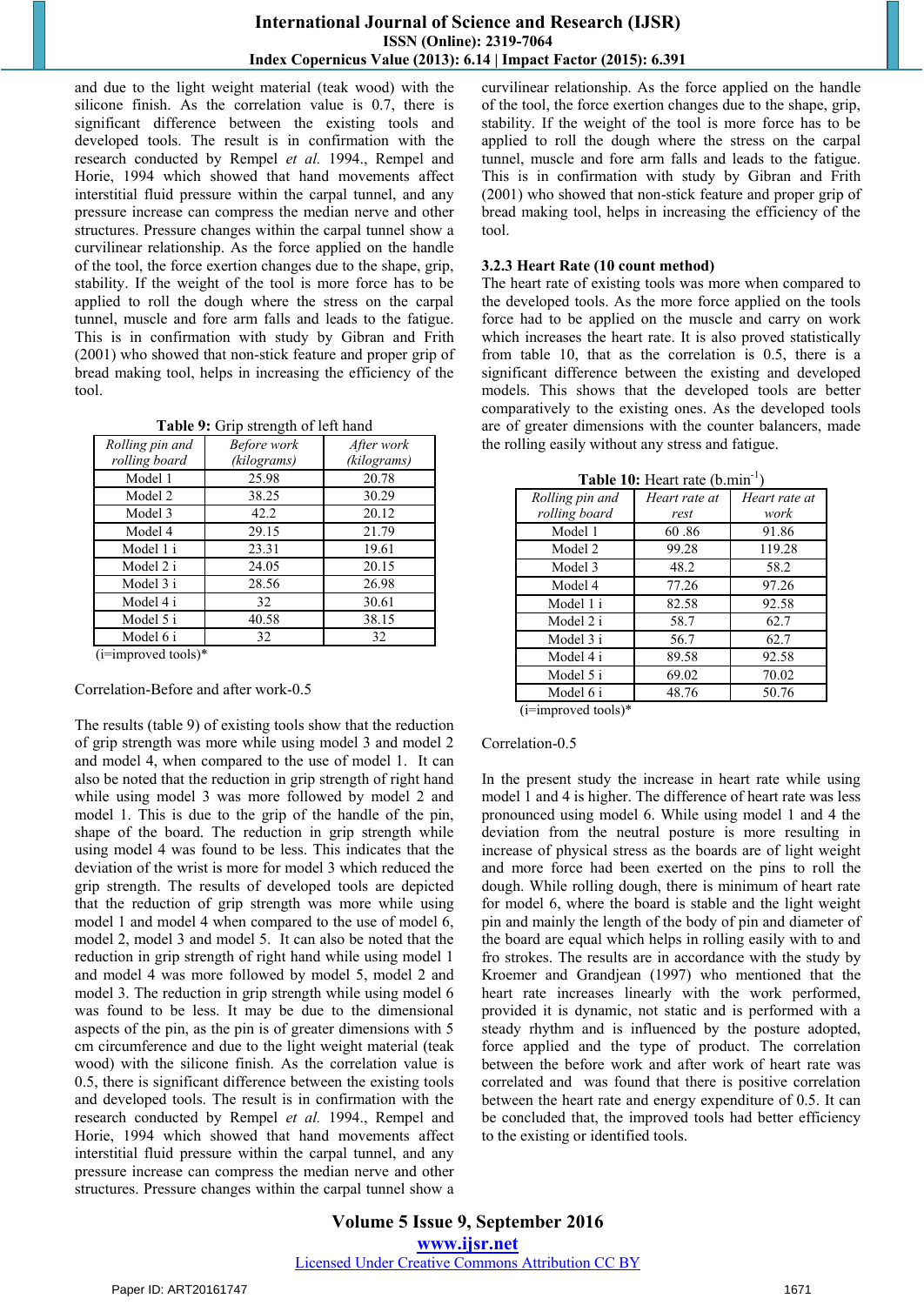and due to the light weight material (teak wood) with the silicone finish. As the correlation value is 0.7, there is significant difference between the existing tools and developed tools. The result is in confirmation with the research conducted by Rempel *et al.* 1994., Rempel and Horie, 1994 which showed that hand movements affect interstitial fluid pressure within the carpal tunnel, and any pressure increase can compress the median nerve and other structures. Pressure changes within the carpal tunnel show a curvilinear relationship. As the force applied on the handle of the tool, the force exertion changes due to the shape, grip, stability. If the weight of the tool is more force has to be applied to roll the dough where the stress on the carpal tunnel, muscle and fore arm falls and leads to the fatigue. This is in confirmation with study by Gibran and Frith (2001) who showed that non-stick feature and proper grip of bread making tool, helps in increasing the efficiency of the tool.

**Table 9:** Grip strength of left hand

| *Rolling pin and rolling board* | *Before work (kilograms)* | *After work (kilograms)* |
|---|---|---|
| Model 1 | 25.98 | 20.78 |
| Model 2 | 38.25 | 30.29 |
| Model 3 | 42.2 | 20.12 |
| Model 4 | 29.15 | 21.79 |
| Model 1 i | 23.31 | 19.61 |
| Model 2 i | 24.05 | 20.15 |
| Model 3 i | 28.56 | 26.98 |
| Model 4 i | 32 | 30.61 |
| Model 5 i | 40.58 | 38.15 |
| Model 6 i | 32 | 32 |

(i=improved tools)*

Correlation-Before and after work-0.5

The results (table 9) of existing tools show that the reduction of grip strength was more while using model 3 and model 2 and model 4, when compared to the use of model 1. It can also be noted that the reduction in grip strength of right hand while using model 3 was more followed by model 2 and model 1. This is due to the grip of the handle of the pin, shape of the board. The reduction in grip strength while using model 4 was found to be less. This indicates that the deviation of the wrist is more for model 3 which reduced the grip strength. The results of developed tools are depicted that the reduction of grip strength was more while using model 1 and model 4 when compared to the use of model 6, model 2, model 3 and model 5. It can also be noted that the reduction in grip strength of right hand while using model 1 and model 4 was more followed by model 5, model 2 and model 3. The reduction in grip strength while using model 6 was found to be less. It may be due to the dimensional aspects of the pin, as the pin is of greater dimensions with 5 cm circumference and due to the light weight material (teak wood) with the silicone finish. As the correlation value is 0.5, there is significant difference between the existing tools and developed tools. The result is in confirmation with the research conducted by Rempel *et al.* 1994., Rempel and Horie, 1994 which showed that hand movements affect interstitial fluid pressure within the carpal tunnel, and any pressure increase can compress the median nerve and other structures. Pressure changes within the carpal tunnel show a curvilinear relationship. As the force applied on the handle of the tool, the force exertion changes due to the shape, grip, stability. If the weight of the tool is more force has to be applied to roll the dough where the stress on the carpal tunnel, muscle and fore arm falls and leads to the fatigue. This is in confirmation with study by Gibran and Frith (2001) who showed that non-stick feature and proper grip of bread making tool, helps in increasing the efficiency of the tool.

### 3.2.3 Heart Rate (10 count method)

The heart rate of existing tools was more when compared to the developed tools. As the more force applied on the tools force had to be applied on the muscle and carry on work which increases the heart rate. It is also proved statistically from table 10, that as the correlation is 0.5, there is a significant difference between the existing and developed models. This shows that the developed tools are better comparatively to the existing ones. As the developed tools are of greater dimensions with the counter balancers, made the rolling easily without any stress and fatigue.

**Table 10:** Heart rate (b.min$^{-1}$)

| *Rolling pin and rolling board* | *Heart rate at rest* | *Heart rate at work* |
|---|---|---|
| Model 1 | 60 .86 | 91.86 |
| Model 2 | 99.28 | 119.28 |
| Model 3 | 48.2 | 58.2 |
| Model 4 | 77.26 | 97.26 |
| Model 1 i | 82.58 | 92.58 |
| Model 2 i | 58.7 | 62.7 |
| Model 3 i | 56.7 | 62.7 |
| Model 4 i | 89.58 | 92.58 |
| Model 5 i | 69.02 | 70.02 |
| Model 6 i | 48.76 | 50.76 |

(i=improved tools)*

Correlation-0.5

In the present study the increase in heart rate while using model 1 and 4 is higher. The difference of heart rate was less pronounced using model 6. While using model 1 and 4 the deviation from the neutral posture is more resulting in increase of physical stress as the boards are of light weight and more force had been exerted on the pins to roll the dough. While rolling dough, there is minimum of heart rate for model 6, where the board is stable and the light weight pin and mainly the length of the body of pin and diameter of the board are equal which helps in rolling easily with to and fro strokes. The results are in accordance with the study by Kroemer and Grandjean (1997) who mentioned that the heart rate increases linearly with the work performed, provided it is dynamic, not static and is performed with a steady rhythm and is influenced by the posture adopted, force applied and the type of product. The correlation between the before work and after work of heart rate was correlated and was found that there is positive correlation between the heart rate and energy expenditure of 0.5. It can be concluded that, the improved tools had better efficiency to the existing or identified tools.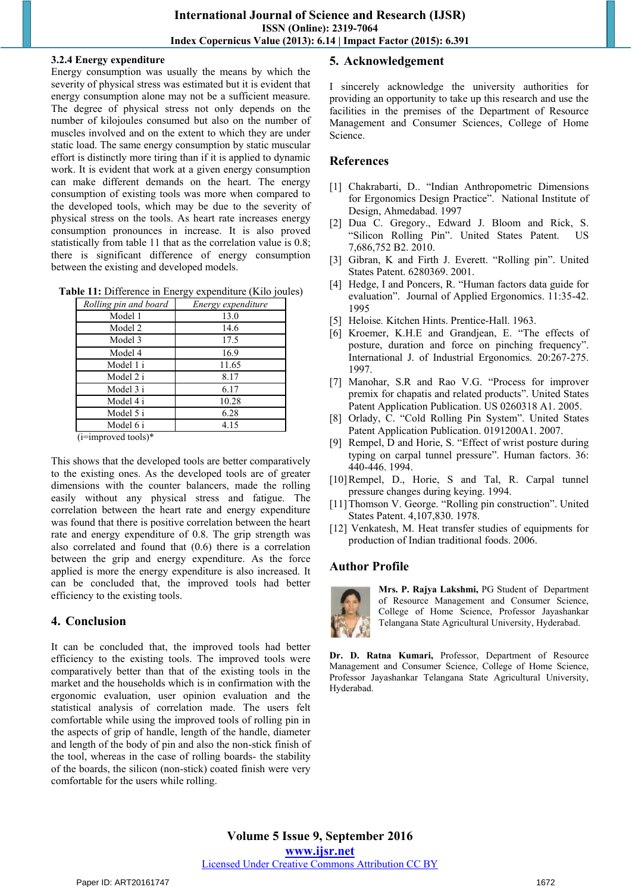#### 3.2.4 Energy expenditure

Energy consumption was usually the means by which the severity of physical stress was estimated but it is evident that energy consumption alone may not be a sufficient measure. The degree of physical stress not only depends on the number of kilojoules consumed but also on the number of muscles involved and on the extent to which they are under static load. The same energy consumption by static muscular effort is distinctly more tiring than if it is applied to dynamic work. It is evident that work at a given energy consumption can make different demands on the heart. The energy consumption of existing tools was more when compared to the developed tools, which may be due to the severity of physical stress on the tools. As heart rate increases energy consumption pronounces in increase. It is also proved statistically from table 11 that as the correlation value is 0.8; there is significant difference of energy consumption between the existing and developed models.

**Table 11:** Difference in Energy expenditure (Kilo joules)

| *Rolling pin and board* | *Energy expenditure* |
|---|---|
| Model 1 | 13.0 |
| Model 2 | 14.6 |
| Model 3 | 17.5 |
| Model 4 | 16.9 |
| Model 1 i | 11.65 |
| Model 2 i | 8.17 |
| Model 3 i | 6.17 |
| Model 4 i | 10.28 |
| Model 5 i | 6.28 |
| Model 6 i | 4.15 |

(i=improved tools)*

This shows that the developed tools are better comparatively to the existing ones. As the developed tools are of greater dimensions with the counter balancers, made the rolling easily without any physical stress and fatigue. The correlation between the heart rate and energy expenditure was found that there is positive correlation between the heart rate and energy expenditure of 0.8. The grip strength was also correlated and found that (0.6) there is a correlation between the grip and energy expenditure. As the force applied is more the energy expenditure is also increased. It can be concluded that, the improved tools had better efficiency to the existing tools.

## 4. Conclusion

It can be concluded that, the improved tools had better efficiency to the existing tools. The improved tools were comparatively better than that of the existing tools in the market and the households which is in confirmation with the ergonomic evaluation, user opinion evaluation and the statistical analysis of correlation made. The users felt comfortable while using the improved tools of rolling pin in the aspects of grip of handle, length of the handle, diameter and length of the body of pin and also the non-stick finish of the tool, whereas in the case of rolling boards- the stability of the boards, the silicon (non-stick) coated finish were very comfortable for the users while rolling.

## 5. Acknowledgement

I sincerely acknowledge the university authorities for providing an opportunity to take up this research and use the facilities in the premises of the Department of Resource Management and Consumer Sciences, College of Home Science.

## References

[1] Chakrabarti, D.. "Indian Anthropometric Dimensions for Ergonomics Design Practice". National Institute of Design, Ahmedabad. 1997

[2] Dua C. Gregory., Edward J. Bloom and Rick, S. "Silicon Rolling Pin". United States Patent. US 7,686,752 B2. 2010.

[3] Gibran, K and Firth J. Everett. "Rolling pin". United States Patent. 6280369. 2001.

[4] Hedge, I and Poncers, R. "Human factors data guide for evaluation". Journal of Applied Ergonomics. 11:35-42. 1995

[5] Heloise. Kitchen Hints. Prentice-Hall. 1963.

[6] Kroemer, K.H.E and Grandjean, E. "The effects of posture, duration and force on pinching frequency". International J. of Industrial Ergonomics. 20:267-275. 1997.

[7] Manohar, S.R and Rao V.G. "Process for improver premix for chapatis and related products". United States Patent Application Publication. US 0260318 A1. 2005.

[8] Orlady, C. "Cold Rolling Pin System". United States Patent Application Publication. 0191200A1. 2007.

[9] Rempel, D and Horie, S. "Effect of wrist posture during typing on carpal tunnel pressure". Human factors. 36: 440-446. 1994.

[10] Rempel, D., Horie, S and Tal, R. Carpal tunnel pressure changes during keying. 1994.

[11] Thomson V. George. "Rolling pin construction". United States Patent. 4,107,830. 1978.

[12] Venkatesh, M. Heat transfer studies of equipments for production of Indian traditional foods. 2006.

## Author Profile

**Mrs. P. Rajya Lakshmi,** PG Student of Department of Resource Management and Consumer Science, College of Home Science, Professor Jayashankar Telangana State Agricultural University, Hyderabad.

**Dr. D. Ratna Kumari,** Professor, Department of Resource Management and Consumer Science, College of Home Science, Professor Jayashankar Telangana State Agricultural University, Hyderabad.